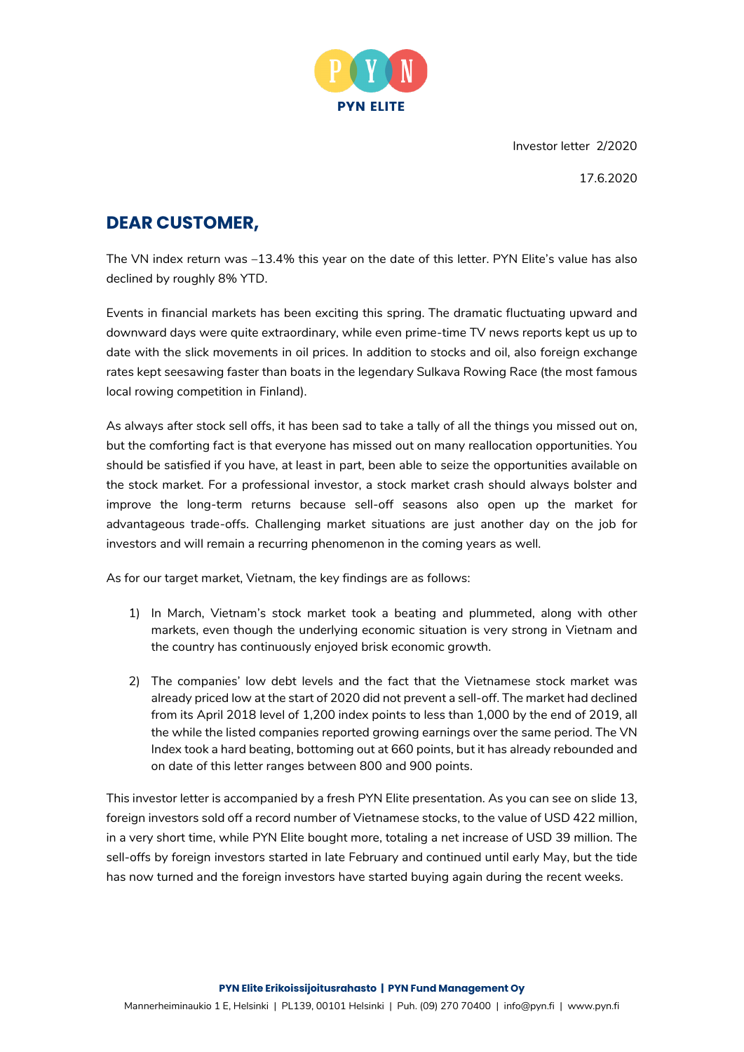PYN ELITE

Investor letter 2/2020

17.6.2020

## DEAR CUSTOMER,

The VN index return was –13.4% this year on the date of this letter. PYN Elite's value has also declined by roughly 8% YTD.

Events in financial markets has been exciting this spring. The dramatic fluctuating upward and downward days were quite extraordinary, while even prime-time TV news reports kept us up to date with the slick movements in oil prices. In addition to stocks and oil, also foreign exchange rates kept seesawing faster than boats in the legendary Sulkava Rowing Race (the most famous local rowing competition in Finland).

As always after stock sell offs, it has been sad to take a tally of all the things you missed out on, but the comforting fact is that everyone has missed out on many reallocation opportunities. You should be satisfied if you have, at least in part, been able to seize the opportunities available on the stock market. For a professional investor, a stock market crash should always bolster and improve the long-term returns because sell-off seasons also open up the market for advantageous trade-offs. Challenging market situations are just another day on the job for investors and will remain a recurring phenomenon in the coming years as well.

As for our target market, Vietnam, the key findings are as follows:

1) In March, Vietnam's stock market took a beating and plummeted, along with other markets, even though the underlying economic situation is very strong in Vietnam and the country has continuously enjoyed brisk economic growth.

2) The companies' low debt levels and the fact that the Vietnamese stock market was already priced low at the start of 2020 did not prevent a sell-off. The market had declined from its April 2018 level of 1,200 index points to less than 1,000 by the end of 2019, all the while the listed companies reported growing earnings over the same period. The VN Index took a hard beating, bottoming out at 660 points, but it has already rebounded and on date of this letter ranges between 800 and 900 points.

This investor letter is accompanied by a fresh PYN Elite presentation. As you can see on slide 13, foreign investors sold off a record number of Vietnamese stocks, to the value of USD 422 million, in a very short time, while PYN Elite bought more, totaling a net increase of USD 39 million. The sell-offs by foreign investors started in late February and continued until early May, but the tide has now turned and the foreign investors have started buying again during the recent weeks.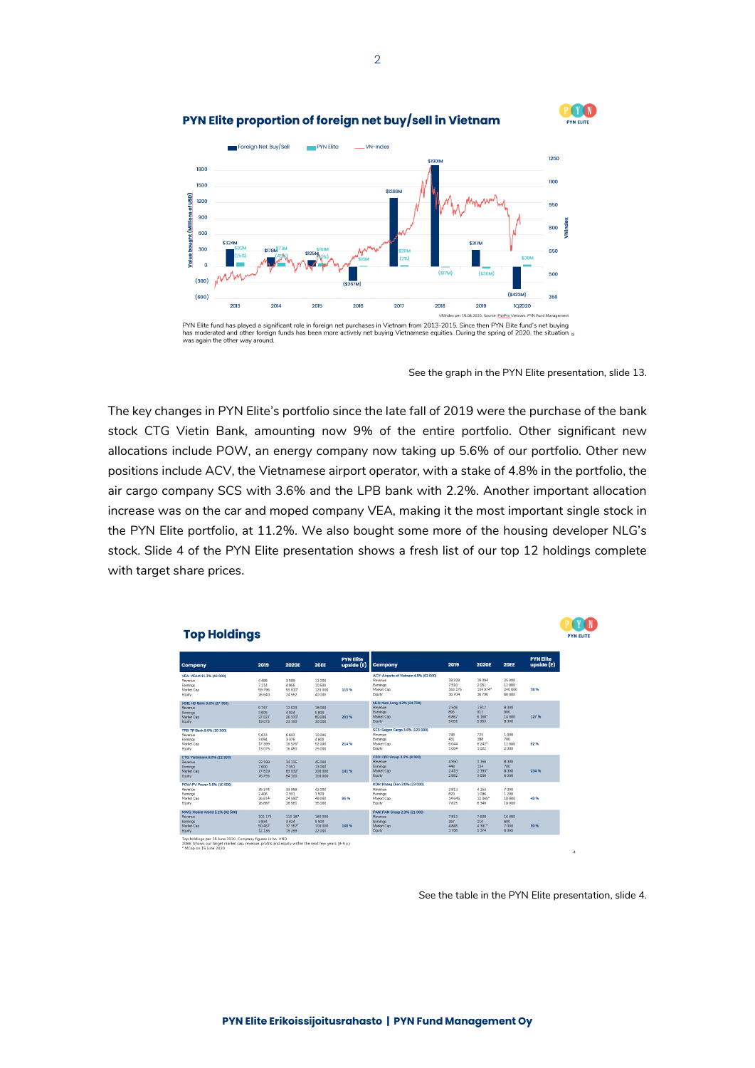## PYN Elite proportion of foreign net buy/sell in Vietnam

PYN Elite fund has played a significant role in foreign net purchases in Vietnam from 2013-2015. Since then PYN Elite fund's net buying has moderated and other foreign funds has been more actively net buying Vietnamese equities. During the spring of 2020, the situation was again the other way around.

See the graph in the PYN Elite presentation, slide 13.

The key changes in PYN Elite's portfolio since the late fall of 2019 were the purchase of the bank stock CTG Vietin Bank, amounting now 9% of the entire portfolio. Other significant new allocations include POW, an energy company now taking up 5.6% of our portfolio. Other new positions include ACV, the Vietnamese airport operator, with a stake of 4.8% in the portfolio, the air cargo company SCS with 3.6% and the LPB bank with 2.2%. Another important allocation increase was on the car and moped company VEA, making it the most important single stock in the PYN Elite portfolio, at 11.2%. We also bought some more of the housing developer NLG's stock. Slide 4 of the PYN Elite presentation shows a fresh list of our top 12 holdings complete with target share prices.

## Top Holdings

Top holdings per 15 June 2020. Company figures in bn. VND
20EE: Shows our target market cap, revenue, profits and equity within the next few years (3-5 y.)
* MCap on 15 June 2020

See the table in the PYN Elite presentation, slide 4.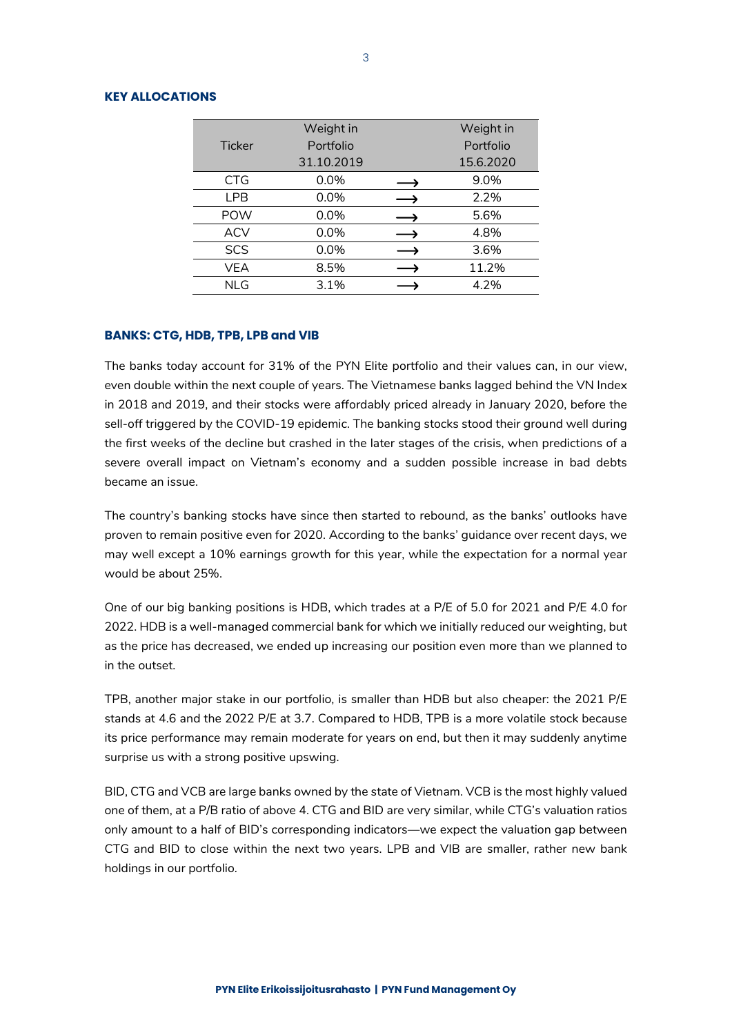**KEY ALLOCATIONS**

| Ticker | Weight in Portfolio 31.10.2019 | | Weight in Portfolio 15.6.2020 |
|---|---|---|---|
| CTG | 0.0% | ⟶ | 9.0% |
| LPB | 0.0% | ⟶ | 2.2% |
| POW | 0.0% | ⟶ | 5.6% |
| ACV | 0.0% | ⟶ | 4.8% |
| SCS | 0.0% | ⟶ | 3.6% |
| VEA | 8.5% | ⟶ | 11.2% |
| NLG | 3.1% | ⟶ | 4.2% |

**BANKS: CTG, HDB, TPB, LPB and VIB**

The banks today account for 31% of the PYN Elite portfolio and their values can, in our view, even double within the next couple of years. The Vietnamese banks lagged behind the VN Index in 2018 and 2019, and their stocks were affordably priced already in January 2020, before the sell-off triggered by the COVID-19 epidemic. The banking stocks stood their ground well during the first weeks of the decline but crashed in the later stages of the crisis, when predictions of a severe overall impact on Vietnam's economy and a sudden possible increase in bad debts became an issue.

The country's banking stocks have since then started to rebound, as the banks' outlooks have proven to remain positive even for 2020. According to the banks' guidance over recent days, we may well except a 10% earnings growth for this year, while the expectation for a normal year would be about 25%.

One of our big banking positions is HDB, which trades at a P/E of 5.0 for 2021 and P/E 4.0 for 2022. HDB is a well-managed commercial bank for which we initially reduced our weighting, but as the price has decreased, we ended up increasing our position even more than we planned to in the outset.

TPB, another major stake in our portfolio, is smaller than HDB but also cheaper: the 2021 P/E stands at 4.6 and the 2022 P/E at 3.7. Compared to HDB, TPB is a more volatile stock because its price performance may remain moderate for years on end, but then it may suddenly anytime surprise us with a strong positive upswing.

BID, CTG and VCB are large banks owned by the state of Vietnam. VCB is the most highly valued one of them, at a P/B ratio of above 4. CTG and BID are very similar, while CTG's valuation ratios only amount to a half of BID's corresponding indicators—we expect the valuation gap between CTG and BID to close within the next two years. LPB and VIB are smaller, rather new bank holdings in our portfolio.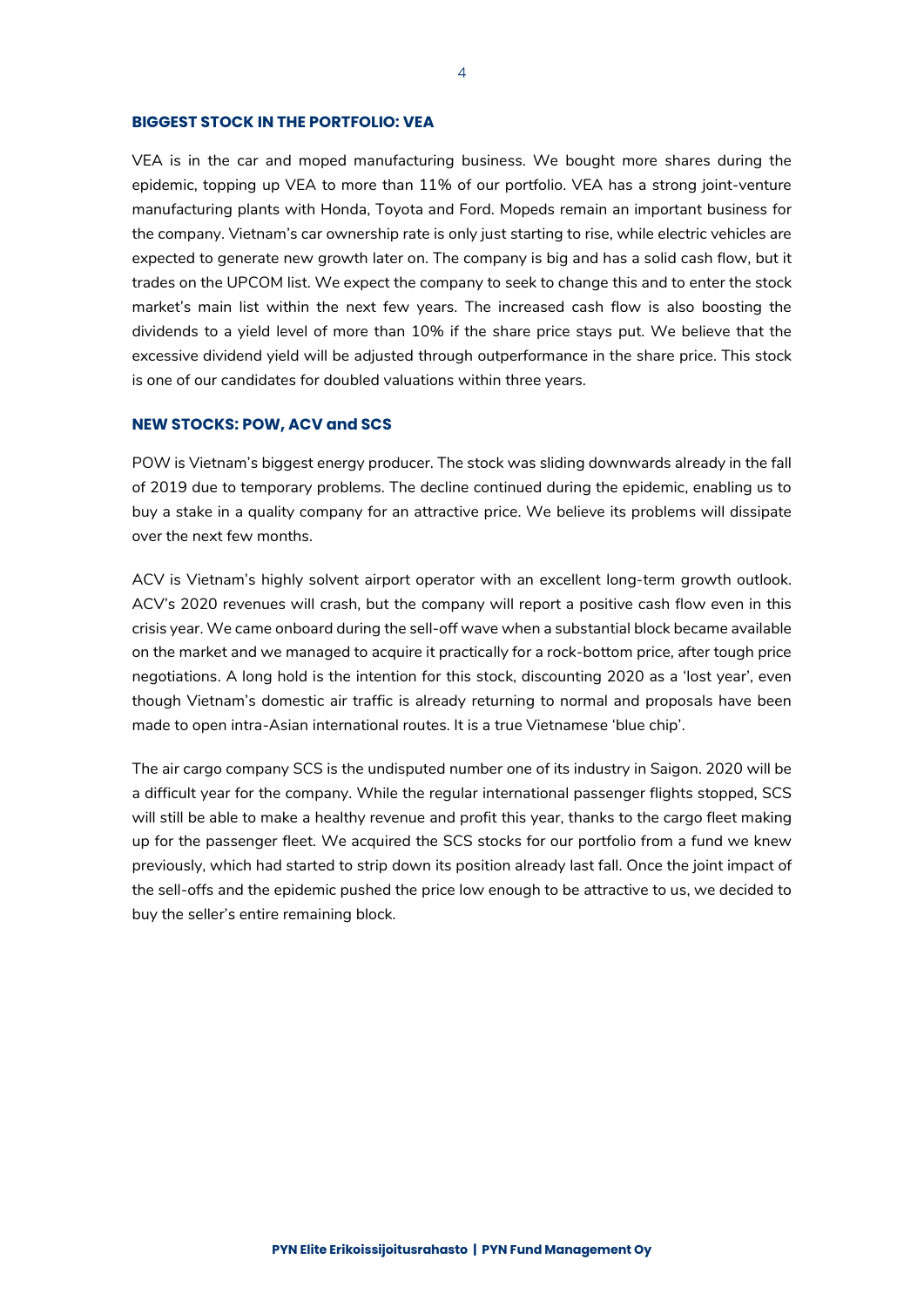## BIGGEST STOCK IN THE PORTFOLIO: VEA

VEA is in the car and moped manufacturing business. We bought more shares during the epidemic, topping up VEA to more than 11% of our portfolio. VEA has a strong joint-venture manufacturing plants with Honda, Toyota and Ford. Mopeds remain an important business for the company. Vietnam's car ownership rate is only just starting to rise, while electric vehicles are expected to generate new growth later on. The company is big and has a solid cash flow, but it trades on the UPCOM list. We expect the company to seek to change this and to enter the stock market's main list within the next few years. The increased cash flow is also boosting the dividends to a yield level of more than 10% if the share price stays put. We believe that the excessive dividend yield will be adjusted through outperformance in the share price. This stock is one of our candidates for doubled valuations within three years.

## NEW STOCKS: POW, ACV and SCS

POW is Vietnam's biggest energy producer. The stock was sliding downwards already in the fall of 2019 due to temporary problems. The decline continued during the epidemic, enabling us to buy a stake in a quality company for an attractive price. We believe its problems will dissipate over the next few months.

ACV is Vietnam's highly solvent airport operator with an excellent long-term growth outlook. ACV's 2020 revenues will crash, but the company will report a positive cash flow even in this crisis year. We came onboard during the sell-off wave when a substantial block became available on the market and we managed to acquire it practically for a rock-bottom price, after tough price negotiations. A long hold is the intention for this stock, discounting 2020 as a 'lost year', even though Vietnam's domestic air traffic is already returning to normal and proposals have been made to open intra-Asian international routes. It is a true Vietnamese 'blue chip'.

The air cargo company SCS is the undisputed number one of its industry in Saigon. 2020 will be a difficult year for the company. While the regular international passenger flights stopped, SCS will still be able to make a healthy revenue and profit this year, thanks to the cargo fleet making up for the passenger fleet. We acquired the SCS stocks for our portfolio from a fund we knew previously, which had started to strip down its position already last fall. Once the joint impact of the sell-offs and the epidemic pushed the price low enough to be attractive to us, we decided to buy the seller's entire remaining block.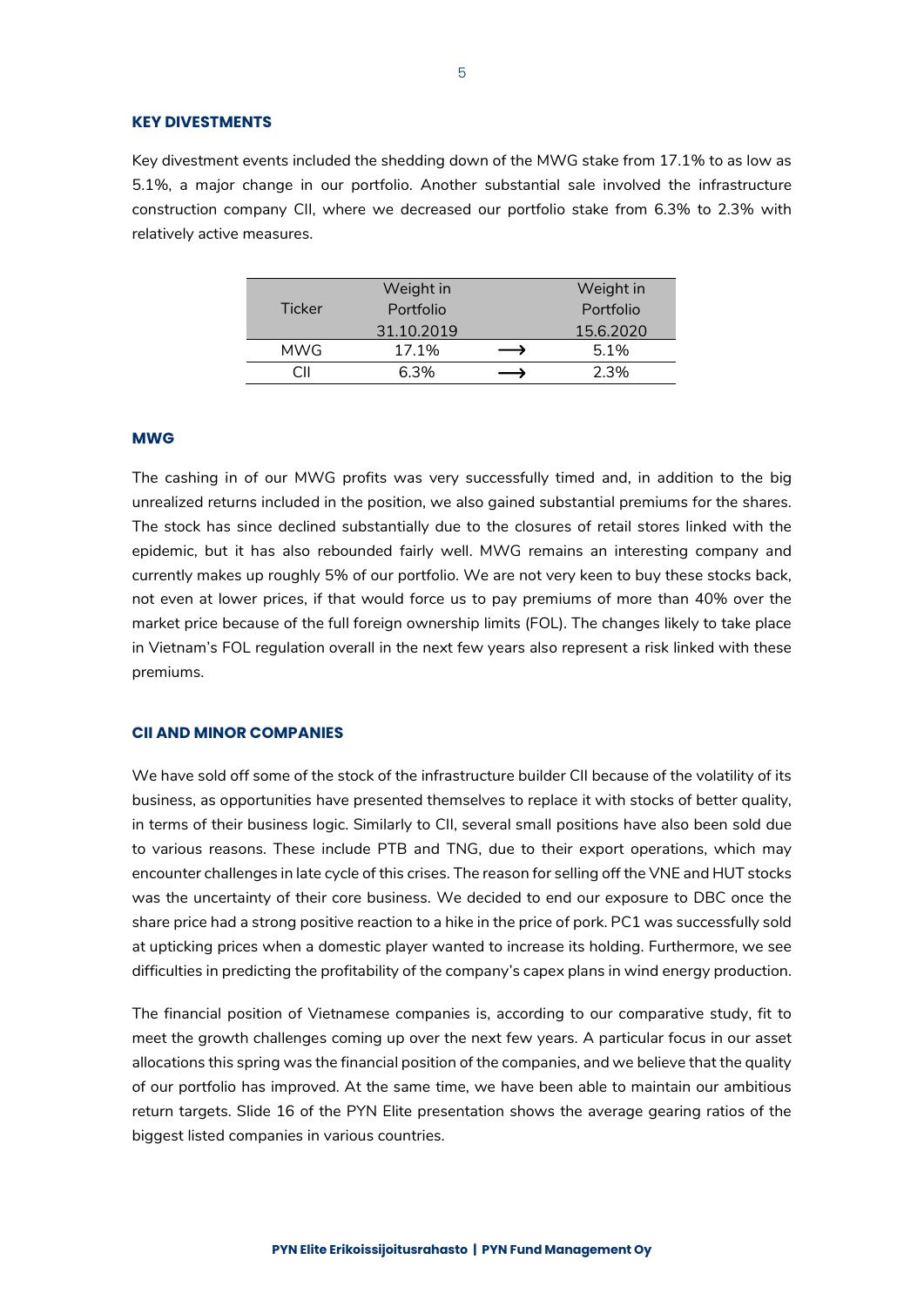## KEY DIVESTMENTS

Key divestment events included the shedding down of the MWG stake from 17.1% to as low as 5.1%, a major change in our portfolio. Another substantial sale involved the infrastructure construction company CII, where we decreased our portfolio stake from 6.3% to 2.3% with relatively active measures.

| Ticker | Weight in Portfolio 31.10.2019 | | Weight in Portfolio 15.6.2020 |
|---|---|---|---|
| MWG | 17.1% | ⟶ | 5.1% |
| CII | 6.3% | ⟶ | 2.3% |

## MWG

The cashing in of our MWG profits was very successfully timed and, in addition to the big unrealized returns included in the position, we also gained substantial premiums for the shares. The stock has since declined substantially due to the closures of retail stores linked with the epidemic, but it has also rebounded fairly well. MWG remains an interesting company and currently makes up roughly 5% of our portfolio. We are not very keen to buy these stocks back, not even at lower prices, if that would force us to pay premiums of more than 40% over the market price because of the full foreign ownership limits (FOL). The changes likely to take place in Vietnam's FOL regulation overall in the next few years also represent a risk linked with these premiums.

## CII AND MINOR COMPANIES

We have sold off some of the stock of the infrastructure builder CII because of the volatility of its business, as opportunities have presented themselves to replace it with stocks of better quality, in terms of their business logic. Similarly to CII, several small positions have also been sold due to various reasons. These include PTB and TNG, due to their export operations, which may encounter challenges in late cycle of this crises. The reason for selling off the VNE and HUT stocks was the uncertainty of their core business. We decided to end our exposure to DBC once the share price had a strong positive reaction to a hike in the price of pork. PC1 was successfully sold at upticking prices when a domestic player wanted to increase its holding. Furthermore, we see difficulties in predicting the profitability of the company's capex plans in wind energy production.

The financial position of Vietnamese companies is, according to our comparative study, fit to meet the growth challenges coming up over the next few years. A particular focus in our asset allocations this spring was the financial position of the companies, and we believe that the quality of our portfolio has improved. At the same time, we have been able to maintain our ambitious return targets. Slide 16 of the PYN Elite presentation shows the average gearing ratios of the biggest listed companies in various countries.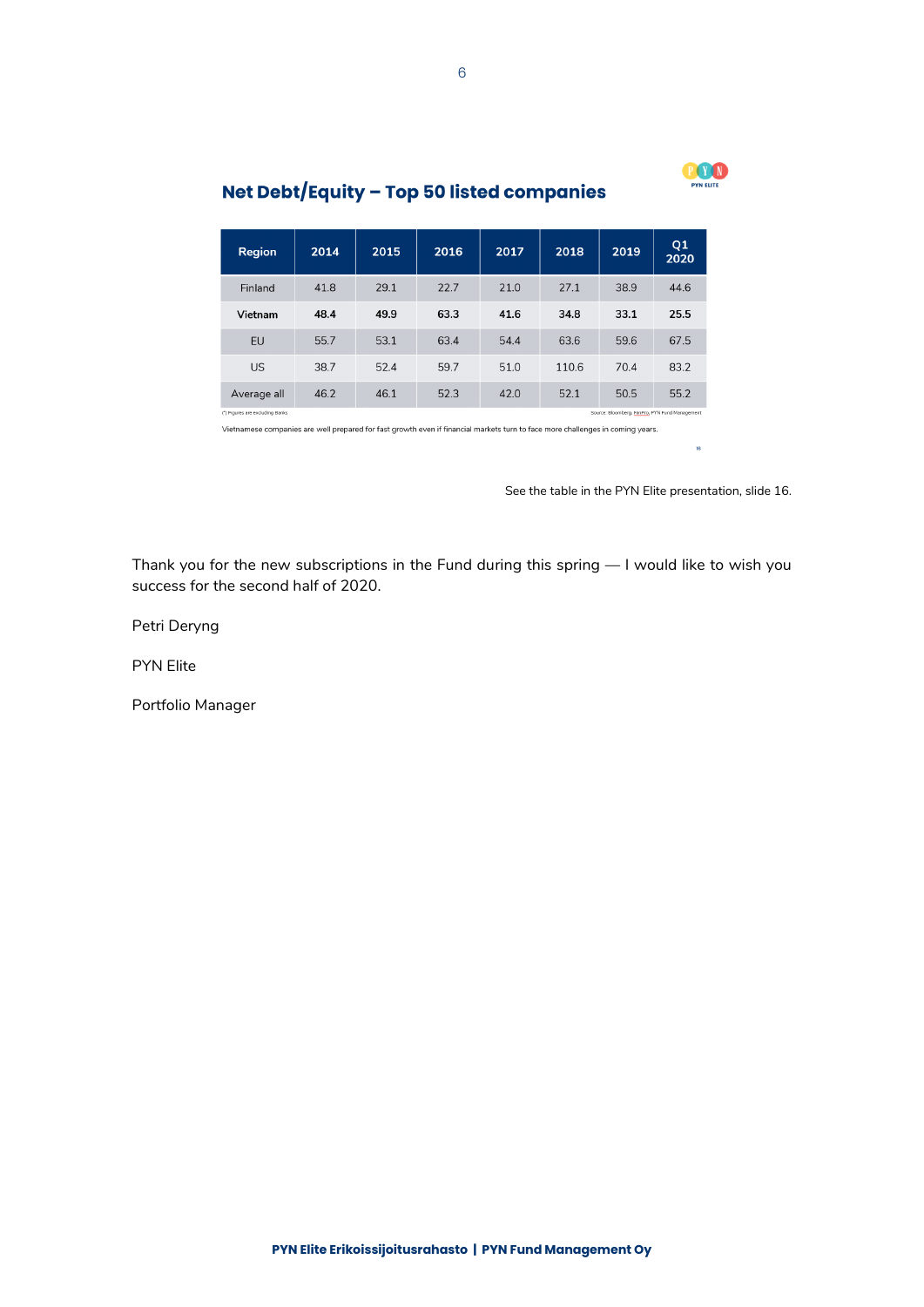## Net Debt/Equity – Top 50 listed companies

| Region | 2014 | 2015 | 2016 | 2017 | 2018 | 2019 | Q1 2020 |
|---|---|---|---|---|---|---|---|
| Finland | 41.8 | 29.1 | 22.7 | 21.0 | 27.1 | 38.9 | 44.6 |
| **Vietnam** | **48.4** | **49.9** | **63.3** | **41.6** | **34.8** | **33.1** | **25.5** |
| EU | 55.7 | 53.1 | 63.4 | 54.4 | 63.6 | 59.6 | 67.5 |
| US | 38.7 | 52.4 | 59.7 | 51.0 | 110.6 | 70.4 | 83.2 |
| Average all | 46.2 | 46.1 | 52.3 | 42.0 | 52.1 | 50.5 | 55.2 |

(*) Figures are excluding Banks

Source: Bloomberg, FiinPro, PYN Fund Management

Vietnamese companies are well prepared for fast growth even if financial markets turn to face more challenges in coming years.

See the table in the PYN Elite presentation, slide 16.

Thank you for the new subscriptions in the Fund during this spring — I would like to wish you success for the second half of 2020.

Petri Deryng

PYN Elite

Portfolio Manager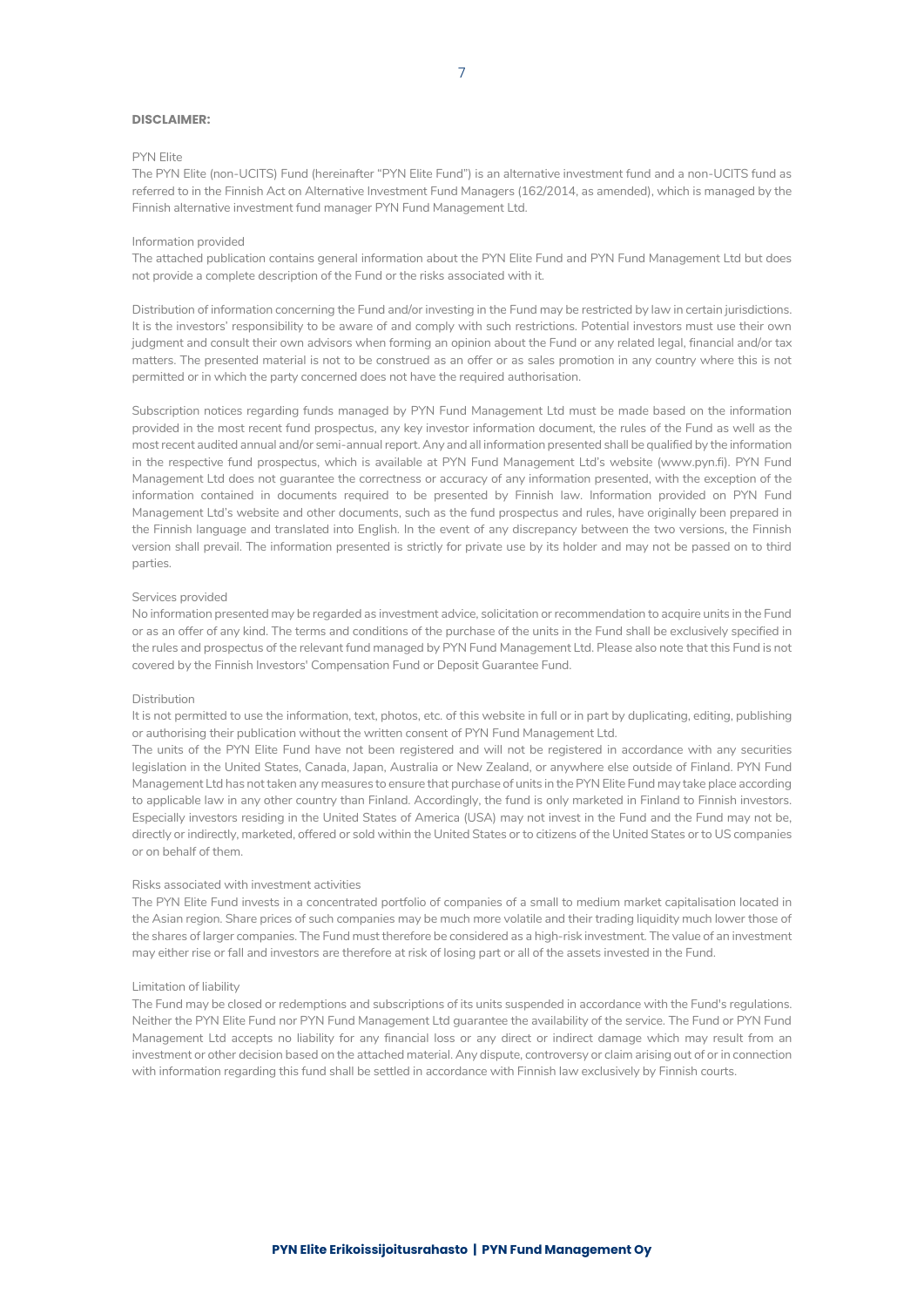**DISCLAIMER:**

PYN Elite

The PYN Elite (non-UCITS) Fund (hereinafter "PYN Elite Fund") is an alternative investment fund and a non-UCITS fund as referred to in the Finnish Act on Alternative Investment Fund Managers (162/2014, as amended), which is managed by the Finnish alternative investment fund manager PYN Fund Management Ltd.

Information provided

The attached publication contains general information about the PYN Elite Fund and PYN Fund Management Ltd but does not provide a complete description of the Fund or the risks associated with it.

Distribution of information concerning the Fund and/or investing in the Fund may be restricted by law in certain jurisdictions. It is the investors' responsibility to be aware of and comply with such restrictions. Potential investors must use their own judgment and consult their own advisors when forming an opinion about the Fund or any related legal, financial and/or tax matters. The presented material is not to be construed as an offer or as sales promotion in any country where this is not permitted or in which the party concerned does not have the required authorisation.

Subscription notices regarding funds managed by PYN Fund Management Ltd must be made based on the information provided in the most recent fund prospectus, any key investor information document, the rules of the Fund as well as the most recent audited annual and/or semi-annual report. Any and all information presented shall be qualified by the information in the respective fund prospectus, which is available at PYN Fund Management Ltd's website (www.pyn.fi). PYN Fund Management Ltd does not guarantee the correctness or accuracy of any information presented, with the exception of the information contained in documents required to be presented by Finnish law. Information provided on PYN Fund Management Ltd's website and other documents, such as the fund prospectus and rules, have originally been prepared in the Finnish language and translated into English. In the event of any discrepancy between the two versions, the Finnish version shall prevail. The information presented is strictly for private use by its holder and may not be passed on to third parties.

Services provided

No information presented may be regarded as investment advice, solicitation or recommendation to acquire units in the Fund or as an offer of any kind. The terms and conditions of the purchase of the units in the Fund shall be exclusively specified in the rules and prospectus of the relevant fund managed by PYN Fund Management Ltd. Please also note that this Fund is not covered by the Finnish Investors' Compensation Fund or Deposit Guarantee Fund.

Distribution

It is not permitted to use the information, text, photos, etc. of this website in full or in part by duplicating, editing, publishing or authorising their publication without the written consent of PYN Fund Management Ltd.

The units of the PYN Elite Fund have not been registered and will not be registered in accordance with any securities legislation in the United States, Canada, Japan, Australia or New Zealand, or anywhere else outside of Finland. PYN Fund Management Ltd has not taken any measures to ensure that purchase of units in the PYN Elite Fund may take place according to applicable law in any other country than Finland. Accordingly, the fund is only marketed in Finland to Finnish investors. Especially investors residing in the United States of America (USA) may not invest in the Fund and the Fund may not be, directly or indirectly, marketed, offered or sold within the United States or to citizens of the United States or to US companies or on behalf of them.

Risks associated with investment activities

The PYN Elite Fund invests in a concentrated portfolio of companies of a small to medium market capitalisation located in the Asian region. Share prices of such companies may be much more volatile and their trading liquidity much lower those of the shares of larger companies. The Fund must therefore be considered as a high-risk investment. The value of an investment may either rise or fall and investors are therefore at risk of losing part or all of the assets invested in the Fund.

Limitation of liability

The Fund may be closed or redemptions and subscriptions of its units suspended in accordance with the Fund's regulations. Neither the PYN Elite Fund nor PYN Fund Management Ltd guarantee the availability of the service. The Fund or PYN Fund Management Ltd accepts no liability for any financial loss or any direct or indirect damage which may result from an investment or other decision based on the attached material. Any dispute, controversy or claim arising out of or in connection with information regarding this fund shall be settled in accordance with Finnish law exclusively by Finnish courts.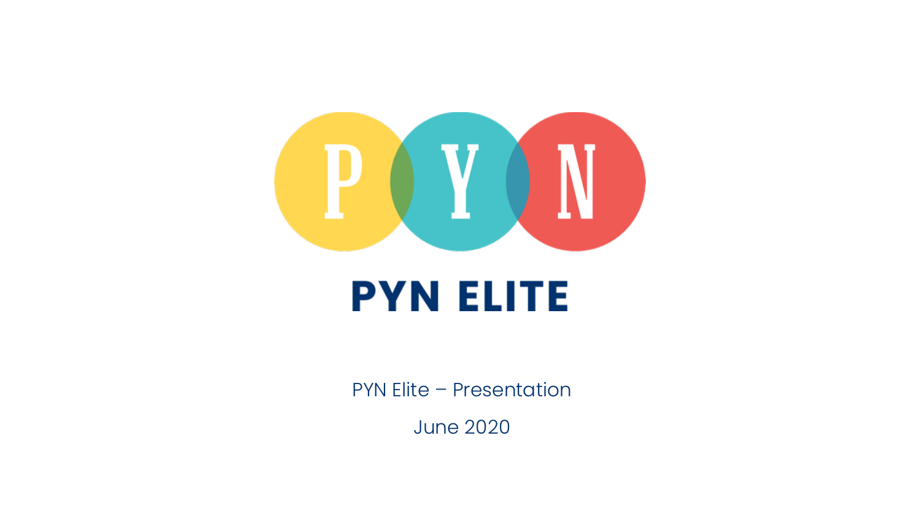# PYN ELITE

PYN Elite – Presentation

June 2020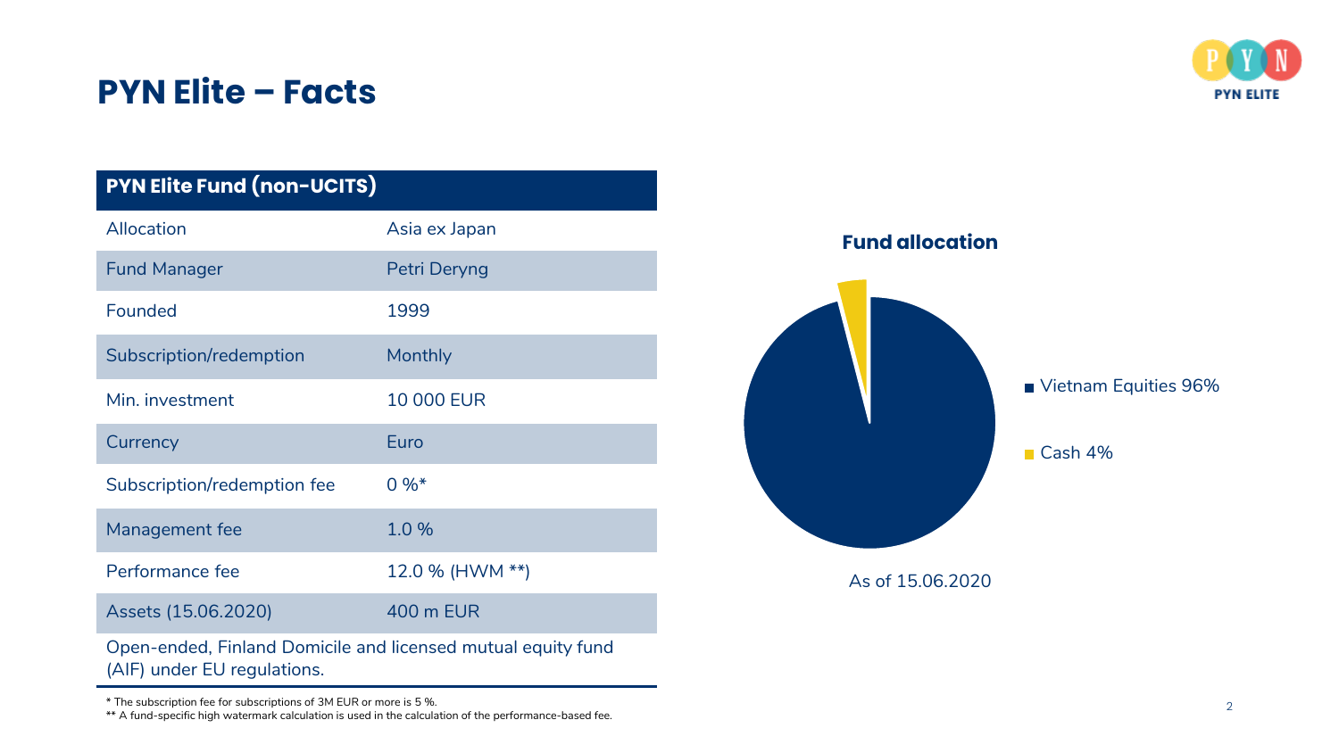# PYN Elite – Facts

| PYN Elite Fund (non-UCITS) | |
|---|---|
| Allocation | Asia ex Japan |
| Fund Manager | Petri Deryng |
| Founded | 1999 |
| Subscription/redemption | Monthly |
| Min. investment | 10 000 EUR |
| Currency | Euro |
| Subscription/redemption fee | 0 %* |
| Management fee | 1.0 % |
| Performance fee | 12.0 % (HWM **) |
| Assets (15.06.2020) | 400 m EUR |

Open-ended, Finland Domicile and licensed mutual equity fund (AIF) under EU regulations.

* The subscription fee for subscriptions of 3M EUR or more is 5 %.

** A fund-specific high watermark calculation is used in the calculation of the performance-based fee.

**Fund allocation**

- Vietnam Equities 96%
- Cash 4%

As of 15.06.2020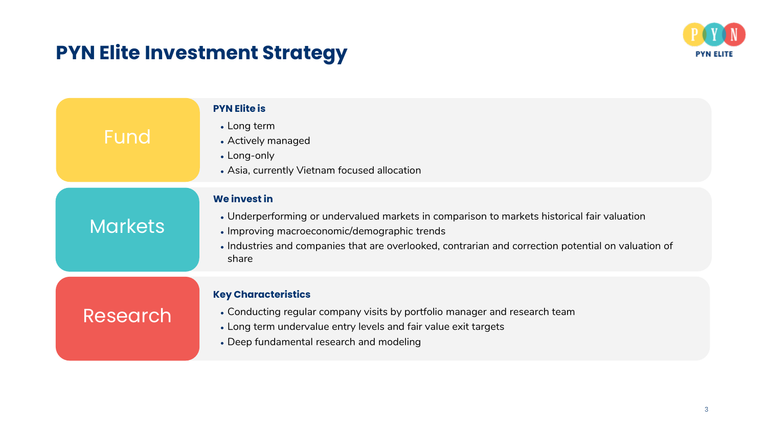# PYN Elite Investment Strategy

## Fund

**PYN Elite is**

- Long term
- Actively managed
- Long-only
- Asia, currently Vietnam focused allocation

## Markets

**We invest in**

- Underperforming or undervalued markets in comparison to markets historical fair valuation
- Improving macroeconomic/demographic trends
- Industries and companies that are overlooked, contrarian and correction potential on valuation of share

## Research

**Key Characteristics**

- Conducting regular company visits by portfolio manager and research team
- Long term undervalue entry levels and fair value exit targets
- Deep fundamental research and modeling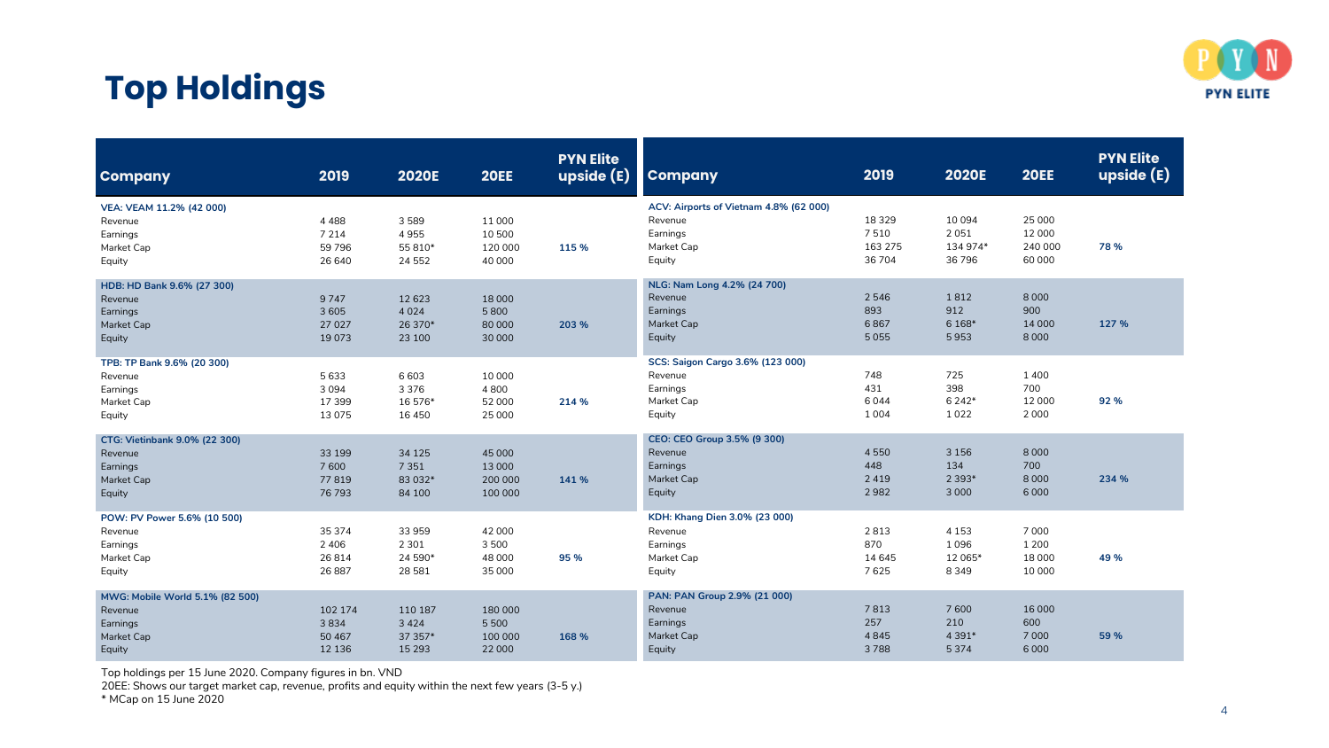# Top Holdings

| Company | 2019 | 2020E | 20EE | PYN Elite upside (E) |
|---|---|---|---|---|
| **VEA: VEAM 11.2% (42 000)** | | | | |
| Revenue | 4 488 | 3 589 | 11 000 | |
| Earnings | 7 214 | 4 955 | 10 500 | |
| Market Cap | 59 796 | 55 810* | 120 000 | 115 % |
| Equity | 26 640 | 24 552 | 40 000 | |
| **HDB: HD Bank 9.6% (27 300)** | | | | |
| Revenue | 9 747 | 12 623 | 18 000 | |
| Earnings | 3 605 | 4 024 | 5 800 | |
| Market Cap | 27 027 | 26 370* | 80 000 | 203 % |
| Equity | 19 073 | 23 100 | 30 000 | |
| **TPB: TP Bank 9.6% (20 300)** | | | | |
| Revenue | 5 633 | 6 603 | 10 000 | |
| Earnings | 3 094 | 3 376 | 4 800 | |
| Market Cap | 17 399 | 16 576* | 52 000 | 214 % |
| Equity | 13 075 | 16 450 | 25 000 | |
| **CTG: Vietinbank 9.0% (22 300)** | | | | |
| Revenue | 33 199 | 34 125 | 45 000 | |
| Earnings | 7 600 | 7 351 | 13 000 | |
| Market Cap | 77 819 | 83 032* | 200 000 | 141 % |
| Equity | 76 793 | 84 100 | 100 000 | |
| **POW: PV Power 5.6% (10 500)** | | | | |
| Revenue | 35 374 | 33 959 | 42 000 | |
| Earnings | 2 406 | 2 301 | 3 500 | |
| Market Cap | 26 814 | 24 590* | 48 000 | 95 % |
| Equity | 26 887 | 28 581 | 35 000 | |
| **MWG: Mobile World 5.1% (82 500)** | | | | |
| Revenue | 102 174 | 110 187 | 180 000 | |
| Earnings | 3 834 | 3 424 | 5 500 | |
| Market Cap | 50 467 | 37 357* | 100 000 | 168 % |
| Equity | 12 136 | 15 293 | 22 000 | |

| Company | 2019 | 2020E | 20EE | PYN Elite upside (E) |
|---|---|---|---|---|
| **ACV: Airports of Vietnam 4.8% (62 000)** | | | | |
| Revenue | 18 329 | 10 094 | 25 000 | |
| Earnings | 7 510 | 2 051 | 12 000 | |
| Market Cap | 163 275 | 134 974* | 240 000 | 78 % |
| Equity | 36 704 | 36 796 | 60 000 | |
| **NLG: Nam Long 4.2% (24 700)** | | | | |
| Revenue | 2 546 | 1 812 | 8 000 | |
| Earnings | 893 | 912 | 900 | |
| Market Cap | 6 867 | 6 168* | 14 000 | 127 % |
| Equity | 5 055 | 5 953 | 8 000 | |
| **SCS: Saigon Cargo 3.6% (123 000)** | | | | |
| Revenue | 748 | 725 | 1 400 | |
| Earnings | 431 | 398 | 700 | |
| Market Cap | 6 044 | 6 242* | 12 000 | 92 % |
| Equity | 1 004 | 1 022 | 2 000 | |
| **CEO: CEO Group 3.5% (9 300)** | | | | |
| Revenue | 4 550 | 3 156 | 8 000 | |
| Earnings | 448 | 134 | 700 | |
| Market Cap | 2 419 | 2 393* | 8 000 | 234 % |
| Equity | 2 982 | 3 000 | 6 000 | |
| **KDH: Khang Dien 3.0% (23 000)** | | | | |
| Revenue | 2 813 | 4 153 | 7 000 | |
| Earnings | 870 | 1 096 | 1 200 | |
| Market Cap | 14 645 | 12 065* | 18 000 | 49 % |
| Equity | 7 625 | 8 349 | 10 000 | |
| **PAN: PAN Group 2.9% (21 000)** | | | | |
| Revenue | 7 813 | 7 600 | 16 000 | |
| Earnings | 257 | 210 | 600 | |
| Market Cap | 4 845 | 4 391* | 7 000 | 59 % |
| Equity | 3 788 | 5 374 | 6 000 | |

Top holdings per 15 June 2020. Company figures in bn. VND

20EE: Shows our target market cap, revenue, profits and equity within the next few years (3-5 y.)

* MCap on 15 June 2020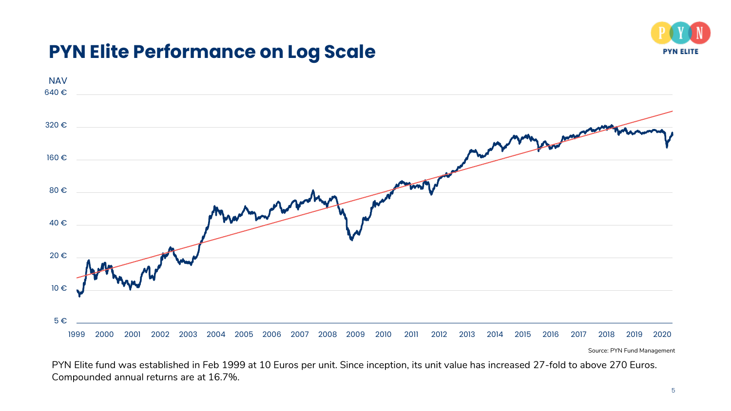# PYN Elite Performance on Log Scale

Source: PYN Fund Management

PYN Elite fund was established in Feb 1999 at 10 Euros per unit. Since inception, its unit value has increased 27-fold to above 270 Euros. Compounded annual returns are at 16.7%.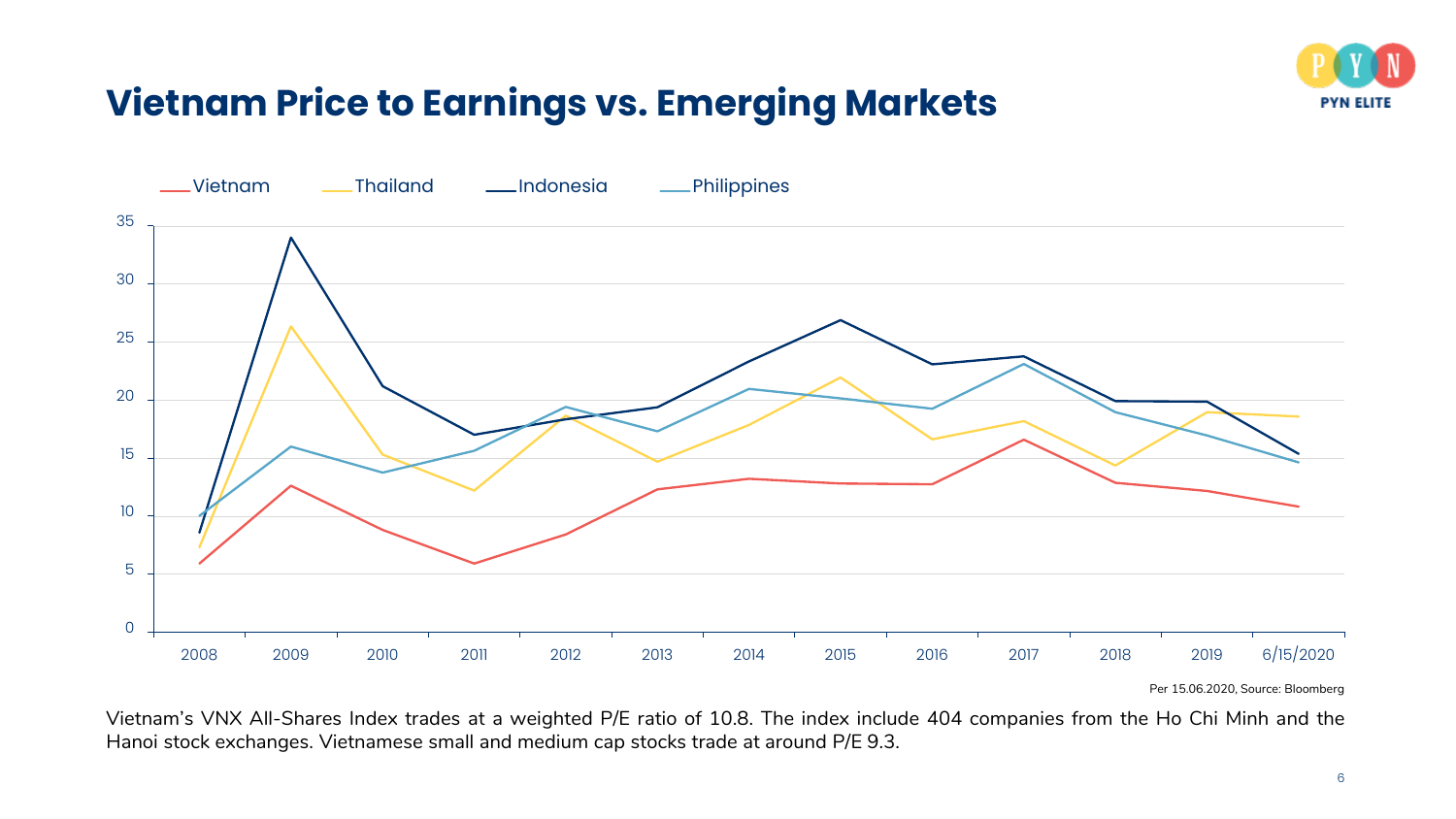## Vietnam Price to Earnings vs. Emerging Markets

Per 15.06.2020, Source: Bloomberg

Vietnam's VNX All-Shares Index trades at a weighted P/E ratio of 10.8. The index include 404 companies from the Ho Chi Minh and the Hanoi stock exchanges. Vietnamese small and medium cap stocks trade at around P/E 9.3.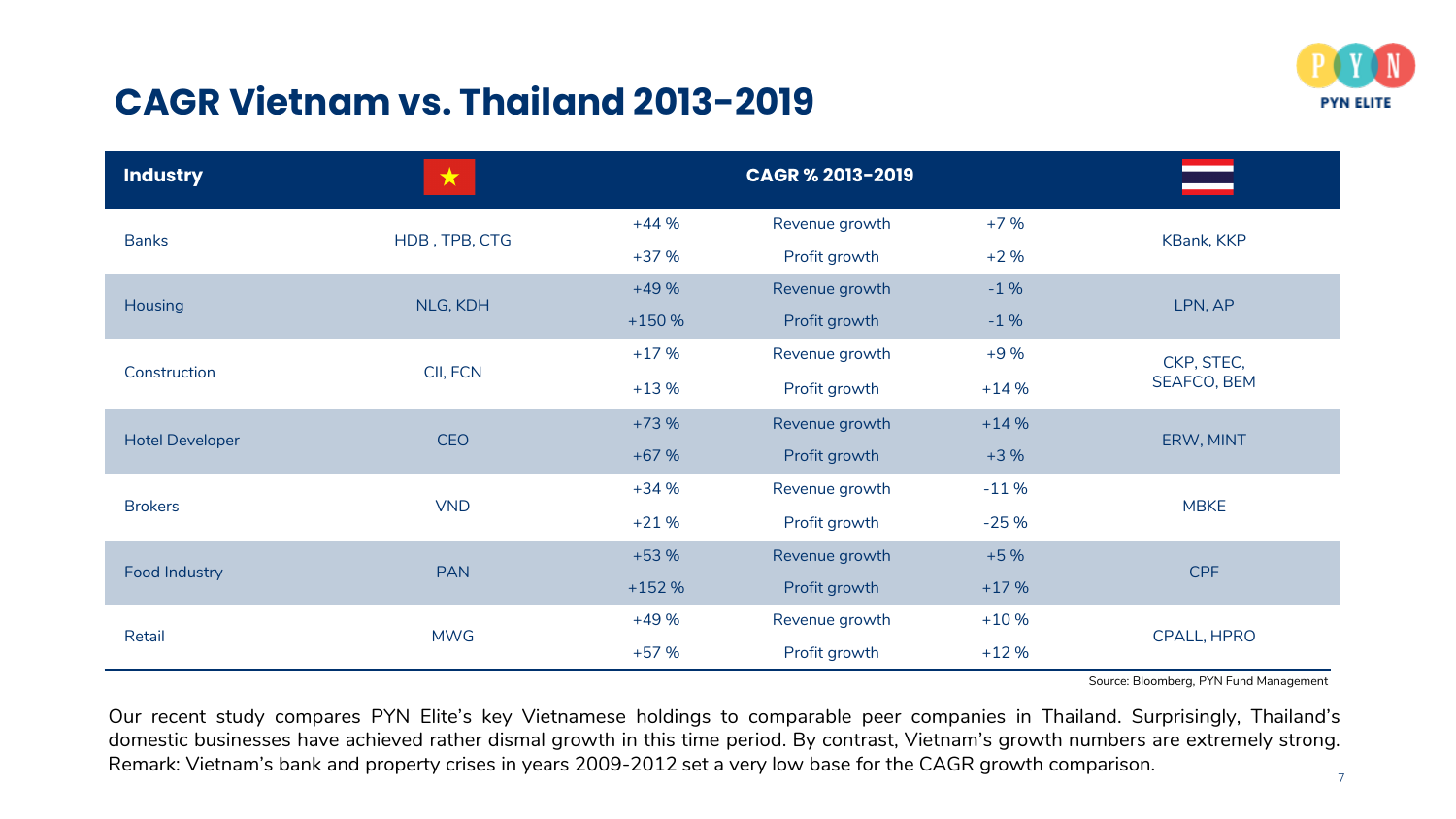# CAGR Vietnam vs. Thailand 2013-2019

| Industry | Vietnam | CAGR % 2013-2019 | | | Thailand |
|---|---|---|---|---|---|
| Banks | HDB , TPB, CTG | +44 % | Revenue growth | +7 % | KBank, KKP |
| | | +37 % | Profit growth | +2 % | |
| Housing | NLG, KDH | +49 % | Revenue growth | -1 % | LPN, AP |
| | | +150 % | Profit growth | -1 % | |
| Construction | CII, FCN | +17 % | Revenue growth | +9 % | CKP, STEC, SEAFCO, BEM |
| | | +13 % | Profit growth | +14 % | |
| Hotel Developer | CEO | +73 % | Revenue growth | +14 % | ERW, MINT |
| | | +67 % | Profit growth | +3 % | |
| Brokers | VND | +34 % | Revenue growth | -11 % | MBKE |
| | | +21 % | Profit growth | -25 % | |
| Food Industry | PAN | +53 % | Revenue growth | +5 % | CPF |
| | | +152 % | Profit growth | +17 % | |
| Retail | MWG | +49 % | Revenue growth | +10 % | CPALL, HPRO |
| | | +57 % | Profit growth | +12 % | |

Source: Bloomberg, PYN Fund Management

Our recent study compares PYN Elite's key Vietnamese holdings to comparable peer companies in Thailand. Surprisingly, Thailand's domestic businesses have achieved rather dismal growth in this time period. By contrast, Vietnam's growth numbers are extremely strong. Remark: Vietnam's bank and property crises in years 2009-2012 set a very low base for the CAGR growth comparison.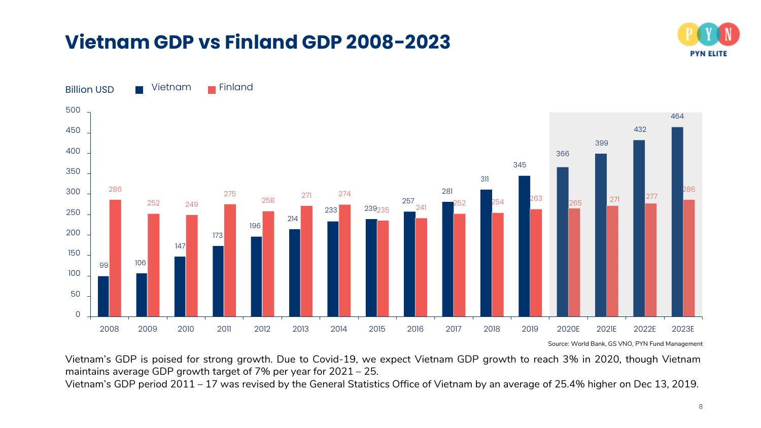# Vietnam GDP vs Finland GDP 2008-2023

Billion USD

| Year | Vietnam | Finland |
|---|---|---|
| 2008 | 99 | 286 |
| 2009 | 106 | 252 |
| 2010 | 147 | 249 |
| 2011 | 173 | 275 |
| 2012 | 196 | 258 |
| 2013 | 214 | 271 |
| 2014 | 233 | 274 |
| 2015 | 239 | 235 |
| 2016 | 257 | 241 |
| 2017 | 281 | 252 |
| 2018 | 311 | 254 |
| 2019 | 345 | 263 |
| 2020E | 366 | 265 |
| 2021E | 399 | 271 |
| 2022E | 432 | 277 |
| 2023E | 464 | 286 |

Source: World Bank, GS VNO, PYN Fund Management

Vietnam's GDP is poised for strong growth. Due to Covid-19, we expect Vietnam GDP growth to reach 3% in 2020, though Vietnam maintains average GDP growth target of 7% per year for 2021 – 25.

Vietnam's GDP period 2011 – 17 was revised by the General Statistics Office of Vietnam by an average of 25.4% higher on Dec 13, 2019.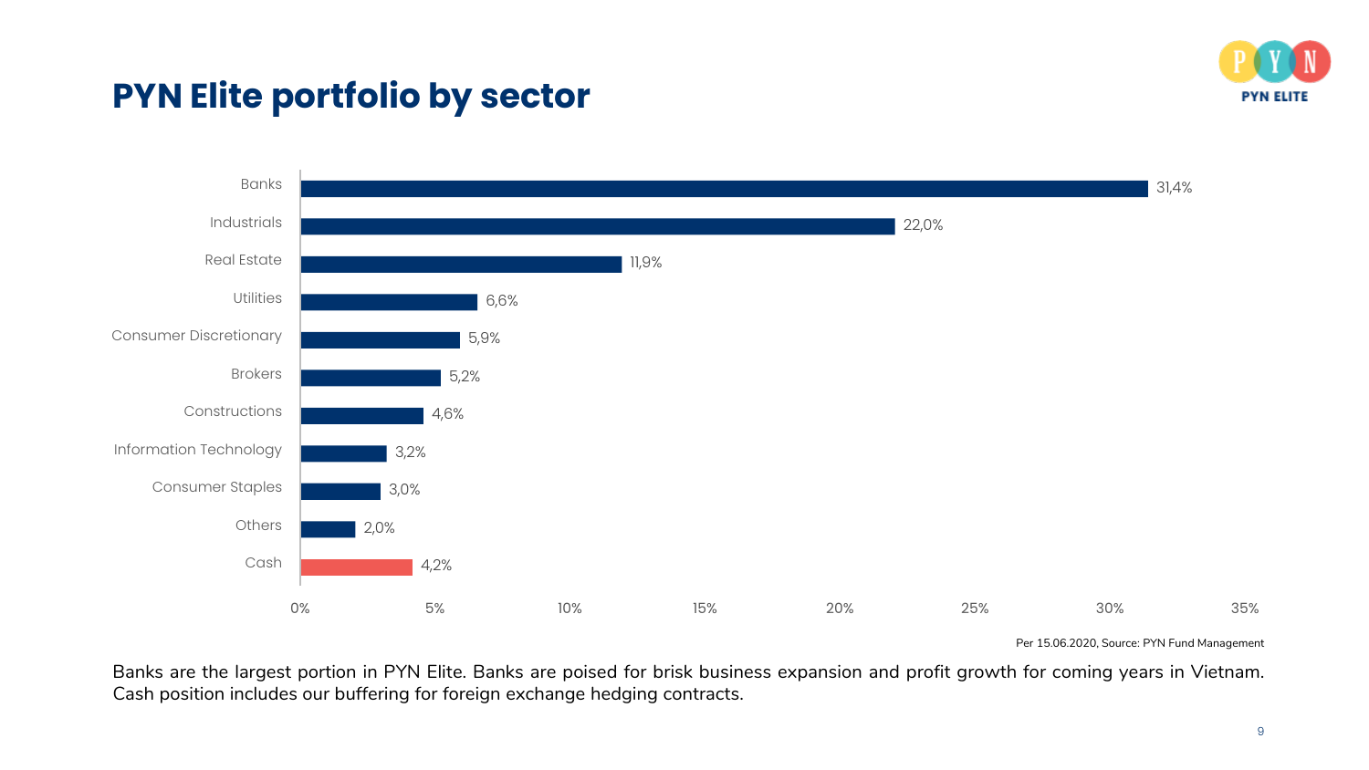# PYN Elite portfolio by sector

| Sector | Weight |
| --- | --- |
| Banks | 31,4% |
| Industrials | 22,0% |
| Real Estate | 11,9% |
| Utilities | 6,6% |
| Consumer Discretionary | 5,9% |
| Brokers | 5,2% |
| Constructions | 4,6% |
| Information Technology | 3,2% |
| Consumer Staples | 3,0% |
| Others | 2,0% |
| Cash | 4,2% |

Per 15.06.2020, Source: PYN Fund Management

Banks are the largest portion in PYN Elite. Banks are poised for brisk business expansion and profit growth for coming years in Vietnam. Cash position includes our buffering for foreign exchange hedging contracts.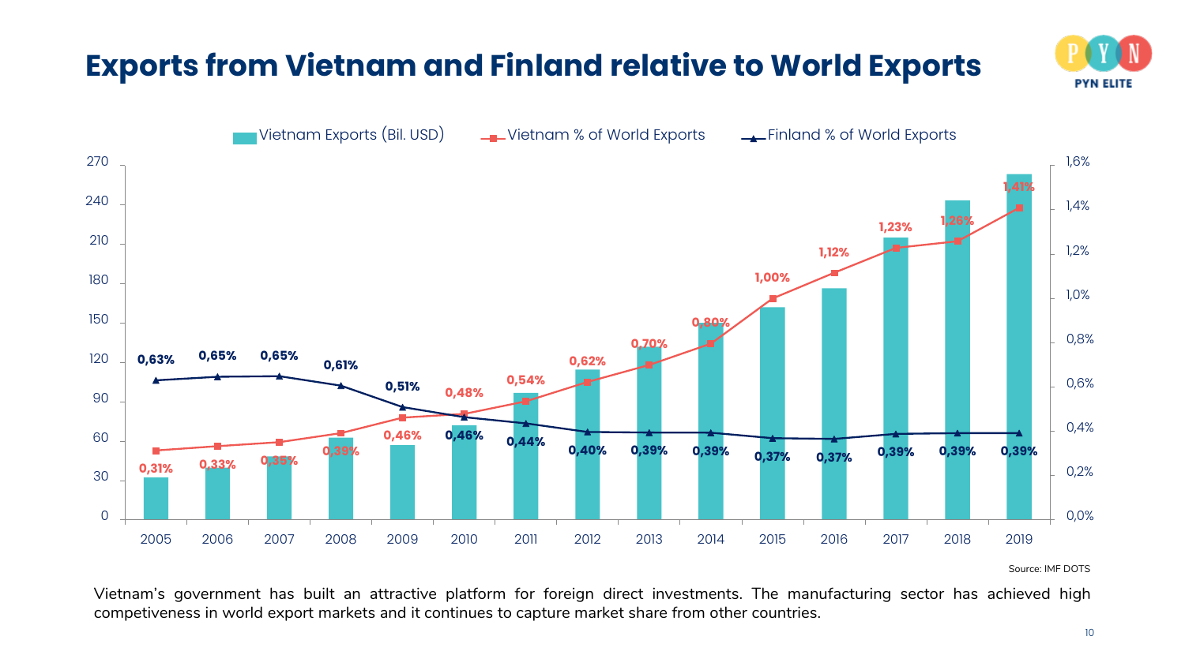# Exports from Vietnam and Finland relative to World Exports

| Year | Vietnam % of World Exports | Finland % of World Exports |
|---|---|---|
| 2005 | 0,31% | 0,63% |
| 2006 | 0,33% | 0,65% |
| 2007 | 0,35% | 0,65% |
| 2008 | 0,39% | 0,61% |
| 2009 | 0,46% | 0,51% |
| 2010 | 0,48% | 0,46% |
| 2011 | 0,54% | 0,44% |
| 2012 | 0,62% | 0,40% |
| 2013 | 0,70% | 0,39% |
| 2014 | 0,80% | 0,39% |
| 2015 | 1,00% | 0,37% |
| 2016 | 1,12% | 0,37% |
| 2017 | 1,23% | 0,39% |
| 2018 | 1,26% | 0,39% |
| 2019 | 1,41% | 0,39% |

Vietnam Exports (Bil. USD) — Vietnam % of World Exports — Finland % of World Exports

Source: IMF DOTS

Vietnam's government has built an attractive platform for foreign direct investments. The manufacturing sector has achieved high competiveness in world export markets and it continues to capture market share from other countries.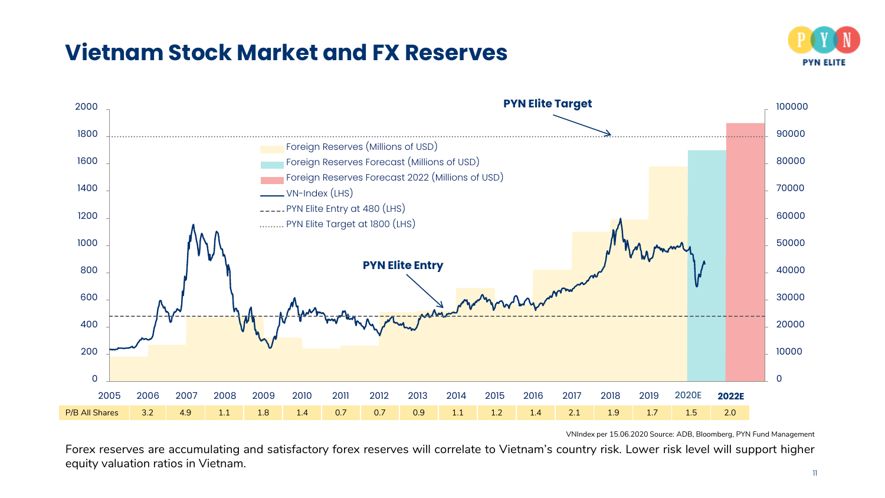# Vietnam Stock Market and FX Reserves

PYN Elite Target

- Foreign Reserves (Millions of USD)
- Foreign Reserves Forecast (Millions of USD)
- Foreign Reserves Forecast 2022 (Millions of USD)
- VN-Index (LHS)
- PYN Elite Entry at 480 (LHS)
- PYN Elite Target at 1800 (LHS)

PYN Elite Entry

| | 2005 | 2006 | 2007 | 2008 | 2009 | 2010 | 2011 | 2012 | 2013 | 2014 | 2015 | 2016 | 2017 | 2018 | 2019 | 2020E | 2022E |
|---|---|---|---|---|---|---|---|---|---|---|---|---|---|---|---|---|---|
| P/B All Shares | 3.2 | 4.9 | 1.1 | 1.8 | 1.4 | 0.7 | 0.7 | 0.9 | 1.1 | 1.2 | 1.4 | 2.1 | 1.9 | 1.7 | 1.5 | 2.0 | |

VNIndex per 15.06.2020 Source: ADB, Bloomberg, PYN Fund Management

Forex reserves are accumulating and satisfactory forex reserves will correlate to Vietnam's country risk. Lower risk level will support higher equity valuation ratios in Vietnam.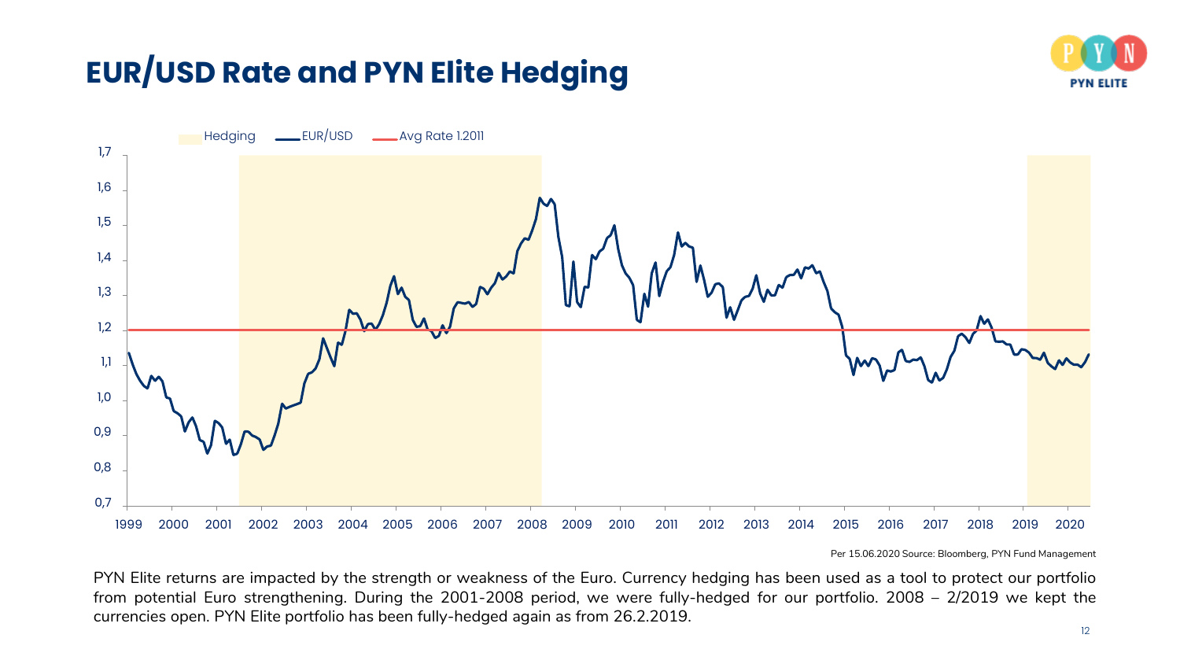# EUR/USD Rate and PYN Elite Hedging

Hedging — EUR/USD — Avg Rate 1.2011

Per 15.06.2020 Source: Bloomberg, PYN Fund Management

PYN Elite returns are impacted by the strength or weakness of the Euro. Currency hedging has been used as a tool to protect our portfolio from potential Euro strengthening. During the 2001-2008 period, we were fully-hedged for our portfolio. 2008 – 2/2019 we kept the currencies open. PYN Elite portfolio has been fully-hedged again as from 26.2.2019.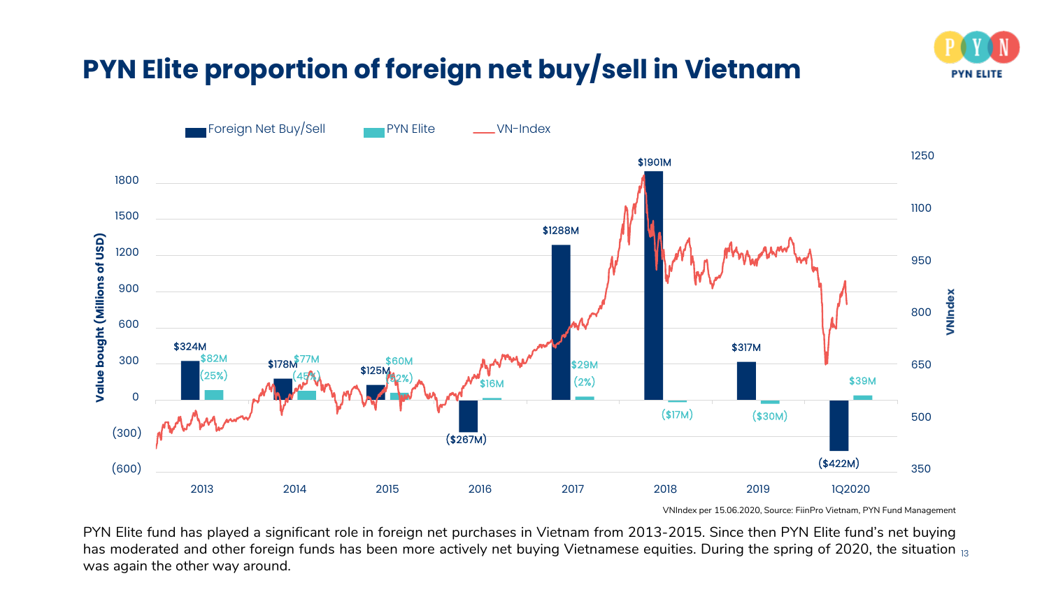# PYN Elite proportion of foreign net buy/sell in Vietnam

| Year | Foreign Net Buy/Sell | PYN Elite |
|---|---|---|
| 2013 | $324M | $82M (25%) |
| 2014 | $178M | $77M (45%) |
| 2015 | $125M | $60M (52%) |
| 2016 | ($267M) | $16M |
| 2017 | $1288M | $29M (2%) |
| 2018 | $1901M | ($17M) |
| 2019 | $317M | ($30M) |
| 1Q2020 | ($422M) | $39M |

VNIndex per 15.06.2020, Source: FiinPro Vietnam, PYN Fund Management

PYN Elite fund has played a significant role in foreign net purchases in Vietnam from 2013-2015. Since then PYN Elite fund's net buying has moderated and other foreign funds has been more actively net buying Vietnamese equities. During the spring of 2020, the situation was again the other way around.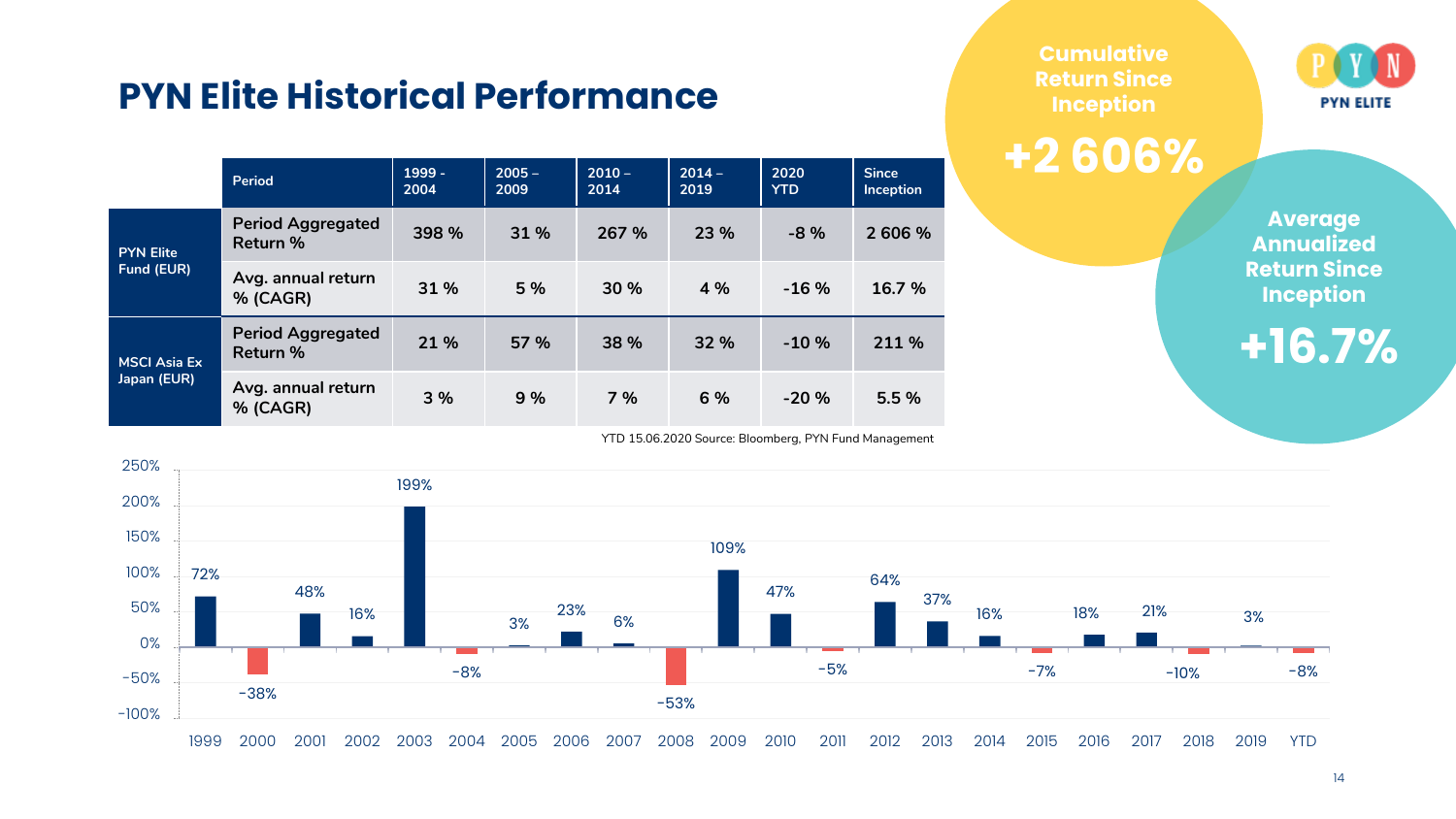# PYN Elite Historical Performance

**Cumulative Return Since Inception**

**+2 606%**

**Average Annualized Return Since Inception**

**+16.7%**

PYN ELITE

| | Period | 1999 - 2004 | 2005 – 2009 | 2010 – 2014 | 2014 – 2019 | 2020 YTD | Since Inception |
|---|---|---|---|---|---|---|---|
| PYN Elite Fund (EUR) | Period Aggregated Return % | 398 % | 31 % | 267 % | 23 % | -8 % | 2 606 % |
| | Avg. annual return % (CAGR) | 31 % | 5 % | 30 % | 4 % | -16 % | 16.7 % |
| MSCI Asia Ex Japan (EUR) | Period Aggregated Return % | 21 % | 57 % | 38 % | 32 % | -10 % | 211 % |
| | Avg. annual return % (CAGR) | 3 % | 9 % | 7 % | 6 % | -20 % | 5.5 % |

YTD 15.06.2020 Source: Bloomberg, PYN Fund Management

| Year | Return |
|---|---|
| 1999 | 72% |
| 2000 | -38% |
| 2001 | 48% |
| 2002 | 16% |
| 2003 | 199% |
| 2004 | -8% |
| 2005 | 3% |
| 2006 | 23% |
| 2007 | 6% |
| 2008 | -53% |
| 2009 | 109% |
| 2010 | 47% |
| 2011 | -5% |
| 2012 | 64% |
| 2013 | 37% |
| 2014 | 16% |
| 2015 | -7% |
| 2016 | 18% |
| 2017 | 21% |
| 2018 | -10% |
| 2019 | 3% |
| YTD | -8% |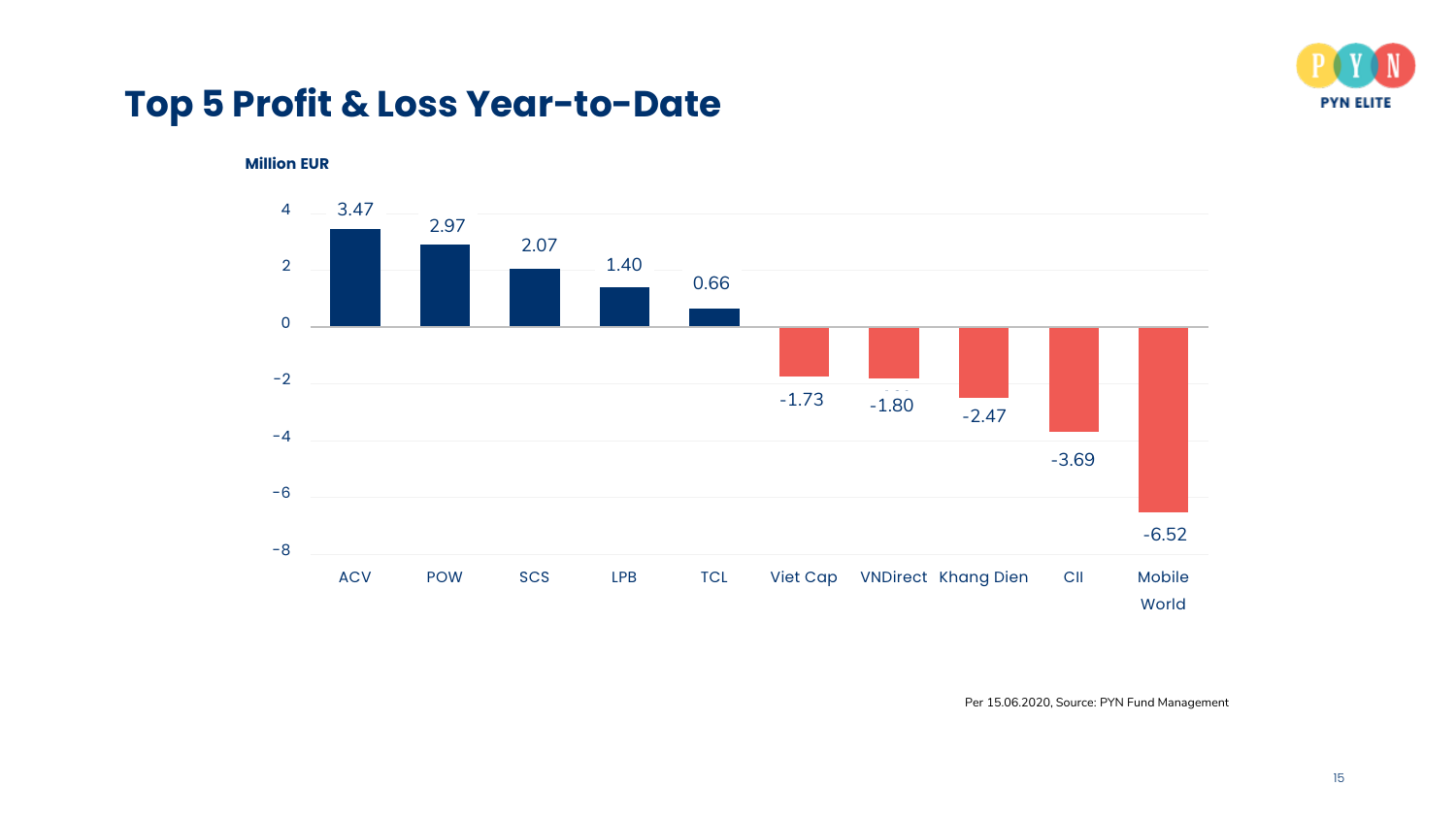# Top 5 Profit & Loss Year-to-Date

Million EUR

| Company | P&L (Million EUR) |
|---|---|
| ACV | 3.47 |
| POW | 2.97 |
| SCS | 2.07 |
| LPB | 1.40 |
| TCL | 0.66 |
| Viet Cap | -1.73 |
| VNDirect | -1.80 |
| Khang Dien | -2.47 |
| CII | -3.69 |
| Mobile World | -6.52 |

Per 15.06.2020, Source: PYN Fund Management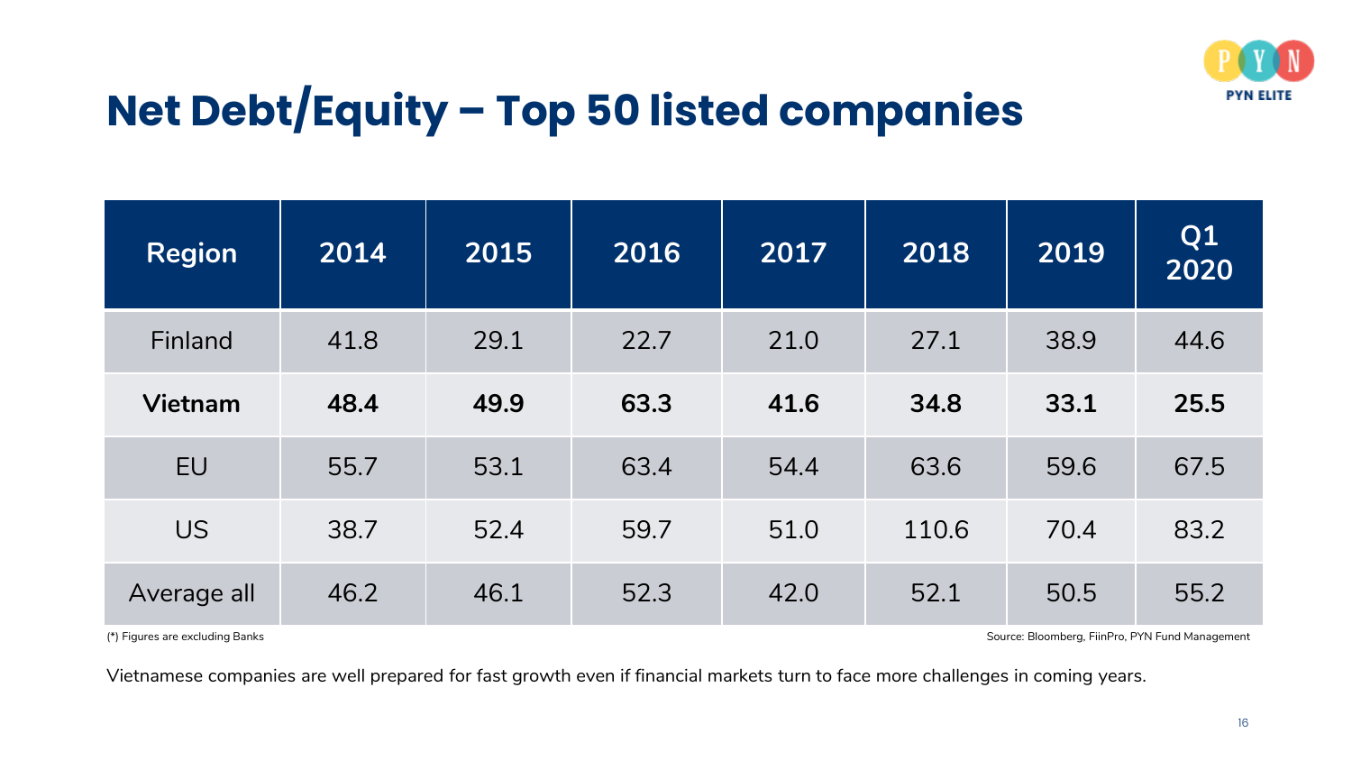# Net Debt/Equity – Top 50 listed companies

| Region | 2014 | 2015 | 2016 | 2017 | 2018 | 2019 | Q1 2020 |
|---|---|---|---|---|---|---|---|
| Finland | 41.8 | 29.1 | 22.7 | 21.0 | 27.1 | 38.9 | 44.6 |
| **Vietnam** | **48.4** | **49.9** | **63.3** | **41.6** | **34.8** | **33.1** | **25.5** |
| EU | 55.7 | 53.1 | 63.4 | 54.4 | 63.6 | 59.6 | 67.5 |
| US | 38.7 | 52.4 | 59.7 | 51.0 | 110.6 | 70.4 | 83.2 |
| Average all | 46.2 | 46.1 | 52.3 | 42.0 | 52.1 | 50.5 | 55.2 |

(*) Figures are excluding Banks

Source: Bloomberg, FiinPro, PYN Fund Management

Vietnamese companies are well prepared for fast growth even if financial markets turn to face more challenges in coming years.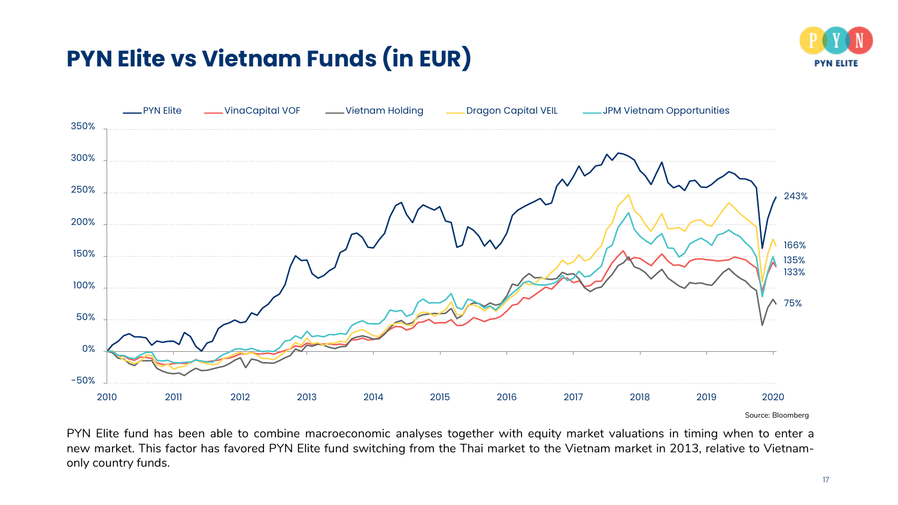# PYN Elite vs Vietnam Funds (in EUR)

Source: Bloomberg

PYN Elite fund has been able to combine macroeconomic analyses together with equity market valuations in timing when to enter a new market. This factor has favored PYN Elite fund switching from the Thai market to the Vietnam market in 2013, relative to Vietnam-only country funds.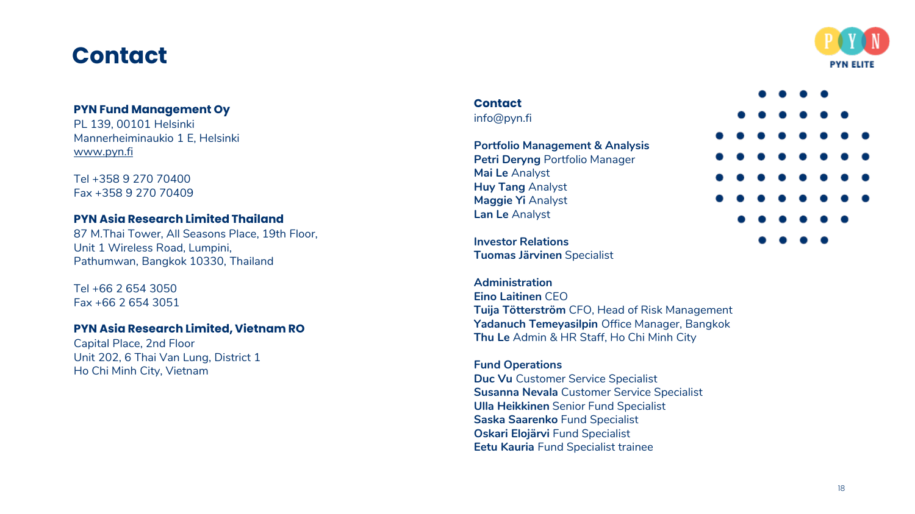# Contact

**PYN Fund Management Oy**
PL 139, 00101 Helsinki
Mannerheiminaukio 1 E, Helsinki
www.pyn.fi

Tel +358 9 270 70400
Fax +358 9 270 70409

**PYN Asia Research Limited Thailand**
87 M.Thai Tower, All Seasons Place, 19th Floor,
Unit 1 Wireless Road, Lumpini,
Pathumwan, Bangkok 10330, Thailand

Tel +66 2 654 3050
Fax +66 2 654 3051

**PYN Asia Research Limited, Vietnam RO**
Capital Place, 2nd Floor
Unit 202, 6 Thai Van Lung, District 1
Ho Chi Minh City, Vietnam

**Contact**
info@pyn.fi

**Portfolio Management & Analysis**
**Petri Deryng** Portfolio Manager
**Mai Le** Analyst
**Huy Tang** Analyst
**Maggie Yi** Analyst
**Lan Le** Analyst

**Investor Relations**
**Tuomas Järvinen** Specialist

**Administration**
**Eino Laitinen** CEO
**Tuija Tötterström** CFO, Head of Risk Management
**Yadanuch Temeyasilpin** Office Manager, Bangkok
**Thu Le** Admin & HR Staff, Ho Chi Minh City

**Fund Operations**
**Duc Vu** Customer Service Specialist
**Susanna Nevala** Customer Service Specialist
**Ulla Heikkinen** Senior Fund Specialist
**Saska Saarenko** Fund Specialist
**Oskari Elojärvi** Fund Specialist
**Eetu Kauria** Fund Specialist trainee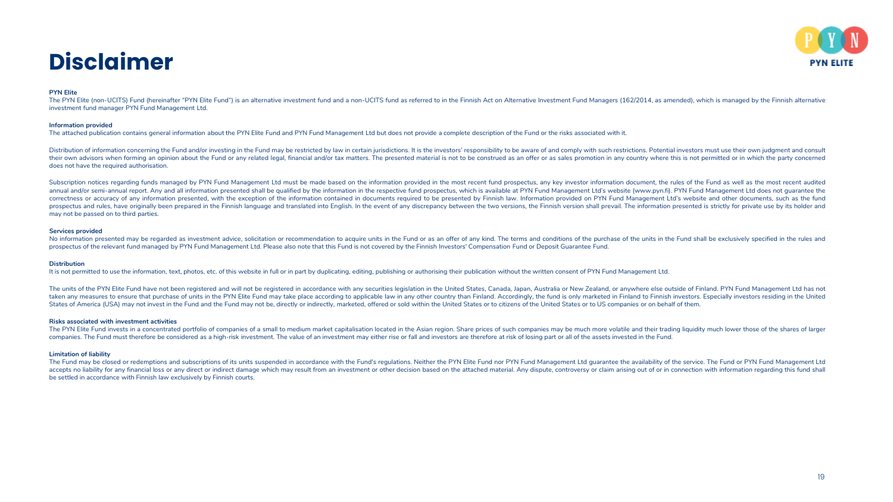# Disclaimer

**PYN Elite**

The PYN Elite (non-UCITS) Fund (hereinafter "PYN Elite Fund") is an alternative investment fund and a non-UCITS fund as referred to in the Finnish Act on Alternative Investment Fund Managers (162/2014, as amended), which is managed by the Finnish alternative investment fund manager PYN Fund Management Ltd.

**Information provided**

The attached publication contains general information about the PYN Elite Fund and PYN Fund Management Ltd but does not provide a complete description of the Fund or the risks associated with it.

Distribution of information concerning the Fund and/or investing in the Fund may be restricted by law in certain jurisdictions. It is the investors' responsibility to be aware of and comply with such restrictions. Potential investors must use their own judgment and consult their own advisors when forming an opinion about the Fund or any related legal, financial and/or tax matters. The presented material is not to be construed as an offer or as sales promotion in any country where this is not permitted or in which the party concerned does not have the required authorisation.

Subscription notices regarding funds managed by PYN Fund Management Ltd must be made based on the information provided in the most recent fund prospectus, any key investor information document, the rules of the Fund as well as the most recent audited annual and/or semi-annual report. Any and all information presented shall be qualified by the information in the respective fund prospectus, which is available at PYN Fund Management Ltd's website (www.pyn.fi). PYN Fund Management Ltd does not guarantee the correctness or accuracy of any information presented, with the exception of the information contained in documents required to be presented by Finnish law. Information provided on PYN Fund Management Ltd's website and other documents, such as the fund prospectus and rules, have originally been prepared in the Finnish language and translated into English. In the event of any discrepancy between the two versions, the Finnish version shall prevail. The information presented is strictly for private use by its holder and may not be passed on to third parties.

**Services provided**

No information presented may be regarded as investment advice, solicitation or recommendation to acquire units in the Fund or as an offer of any kind. The terms and conditions of the purchase of the units in the Fund shall be exclusively specified in the rules and prospectus of the relevant fund managed by PYN Fund Management Ltd. Please also note that this Fund is not covered by the Finnish Investors' Compensation Fund or Deposit Guarantee Fund.

**Distribution**

It is not permitted to use the information, text, photos, etc. of this website in full or in part by duplicating, editing, publishing or authorising their publication without the written consent of PYN Fund Management Ltd.

The units of the PYN Elite Fund have not been registered and will not be registered in accordance with any securities legislation in the United States, Canada, Japan, Australia or New Zealand, or anywhere else outside of Finland. PYN Fund Management Ltd has not taken any measures to ensure that purchase of units in the PYN Elite Fund may take place according to applicable law in any other country than Finland. Accordingly, the fund is only marketed in Finland to Finnish investors. Especially investors residing in the United States of America (USA) may not invest in the Fund and the Fund may not be, directly or indirectly, marketed, offered or sold within the United States or to citizens of the United States or to US companies or on behalf of them.

**Risks associated with investment activities**

The PYN Elite Fund invests in a concentrated portfolio of companies of a small to medium market capitalisation located in the Asian region. Share prices of such companies may be much more volatile and their trading liquidity much lower those of the shares of larger companies. The Fund must therefore be considered as a high-risk investment. The value of an investment may either rise or fall and investors are therefore at risk of losing part or all of the assets invested in the Fund.

**Limitation of liability**

The Fund may be closed or redemptions and subscriptions of its units suspended in accordance with the Fund's regulations. Neither the PYN Elite Fund nor PYN Fund Management Ltd guarantee the availability of the service. The Fund or PYN Fund Management Ltd accepts no liability for any financial loss or any direct or indirect damage which may result from an investment or other decision based on the attached material. Any dispute, controversy or claim arising out of or in connection with information regarding this fund shall be settled in accordance with Finnish law exclusively by Finnish courts.